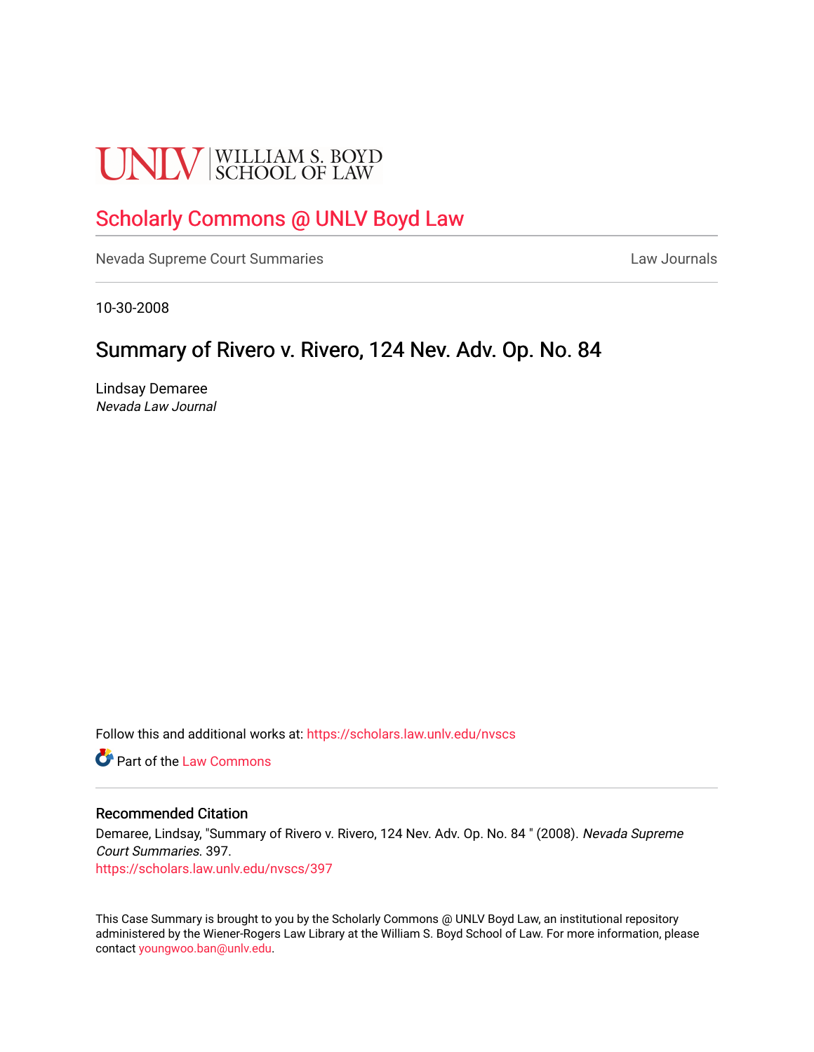UNLV | WILLIAM S. BOYD SCHOOL OF LAW

# Scholarly Commons @ UNLV Boyd Law

Nevada Supreme Court Summaries | Law Journals

10-30-2008

## Summary of Rivero v. Rivero, 124 Nev. Adv. Op. No. 84

Lindsay Demaree
*Nevada Law Journal*

Follow this and additional works at: https://scholars.law.unlv.edu/nvscs

Part of the Law Commons

### Recommended Citation

Demaree, Lindsay, "Summary of Rivero v. Rivero, 124 Nev. Adv. Op. No. 84 " (2008). *Nevada Supreme Court Summaries*. 397.
https://scholars.law.unlv.edu/nvscs/397

This Case Summary is brought to you by the Scholarly Commons @ UNLV Boyd Law, an institutional repository administered by the Wiener-Rogers Law Library at the William S. Boyd School of Law. For more information, please contact youngwoo.ban@unlv.edu.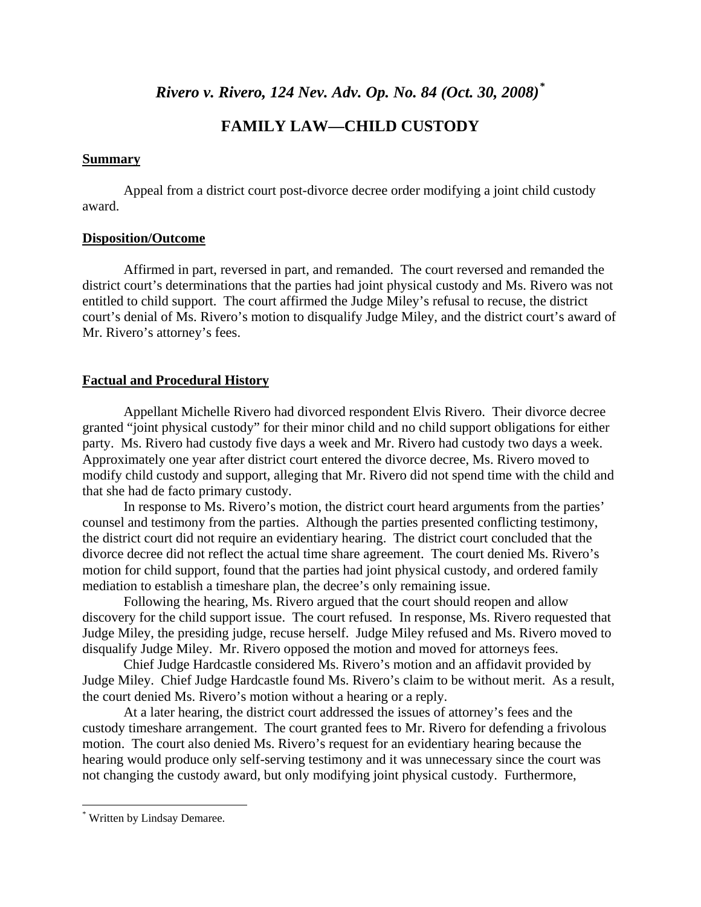# *Rivero v. Rivero, 124 Nev. Adv. Op. No. 84 (Oct. 30, 2008)*[*]

## FAMILY LAW—CHILD CUSTODY

### Summary

Appeal from a district court post-divorce decree order modifying a joint child custody award.

### Disposition/Outcome

Affirmed in part, reversed in part, and remanded. The court reversed and remanded the district court's determinations that the parties had joint physical custody and Ms. Rivero was not entitled to child support. The court affirmed the Judge Miley's refusal to recuse, the district court's denial of Ms. Rivero's motion to disqualify Judge Miley, and the district court's award of Mr. Rivero's attorney's fees.

### Factual and Procedural History

Appellant Michelle Rivero had divorced respondent Elvis Rivero. Their divorce decree granted "joint physical custody" for their minor child and no child support obligations for either party. Ms. Rivero had custody five days a week and Mr. Rivero had custody two days a week. Approximately one year after district court entered the divorce decree, Ms. Rivero moved to modify child custody and support, alleging that Mr. Rivero did not spend time with the child and that she had de facto primary custody.

In response to Ms. Rivero's motion, the district court heard arguments from the parties' counsel and testimony from the parties. Although the parties presented conflicting testimony, the district court did not require an evidentiary hearing. The district court concluded that the divorce decree did not reflect the actual time share agreement. The court denied Ms. Rivero's motion for child support, found that the parties had joint physical custody, and ordered family mediation to establish a timeshare plan, the decree's only remaining issue.

Following the hearing, Ms. Rivero argued that the court should reopen and allow discovery for the child support issue. The court refused. In response, Ms. Rivero requested that Judge Miley, the presiding judge, recuse herself. Judge Miley refused and Ms. Rivero moved to disqualify Judge Miley. Mr. Rivero opposed the motion and moved for attorneys fees.

Chief Judge Hardcastle considered Ms. Rivero's motion and an affidavit provided by Judge Miley. Chief Judge Hardcastle found Ms. Rivero's claim to be without merit. As a result, the court denied Ms. Rivero's motion without a hearing or a reply.

At a later hearing, the district court addressed the issues of attorney's fees and the custody timeshare arrangement. The court granted fees to Mr. Rivero for defending a frivolous motion. The court also denied Ms. Rivero's request for an evidentiary hearing because the hearing would produce only self-serving testimony and it was unnecessary since the court was not changing the custody award, but only modifying joint physical custody. Furthermore,

---

[*] Written by Lindsay Demaree.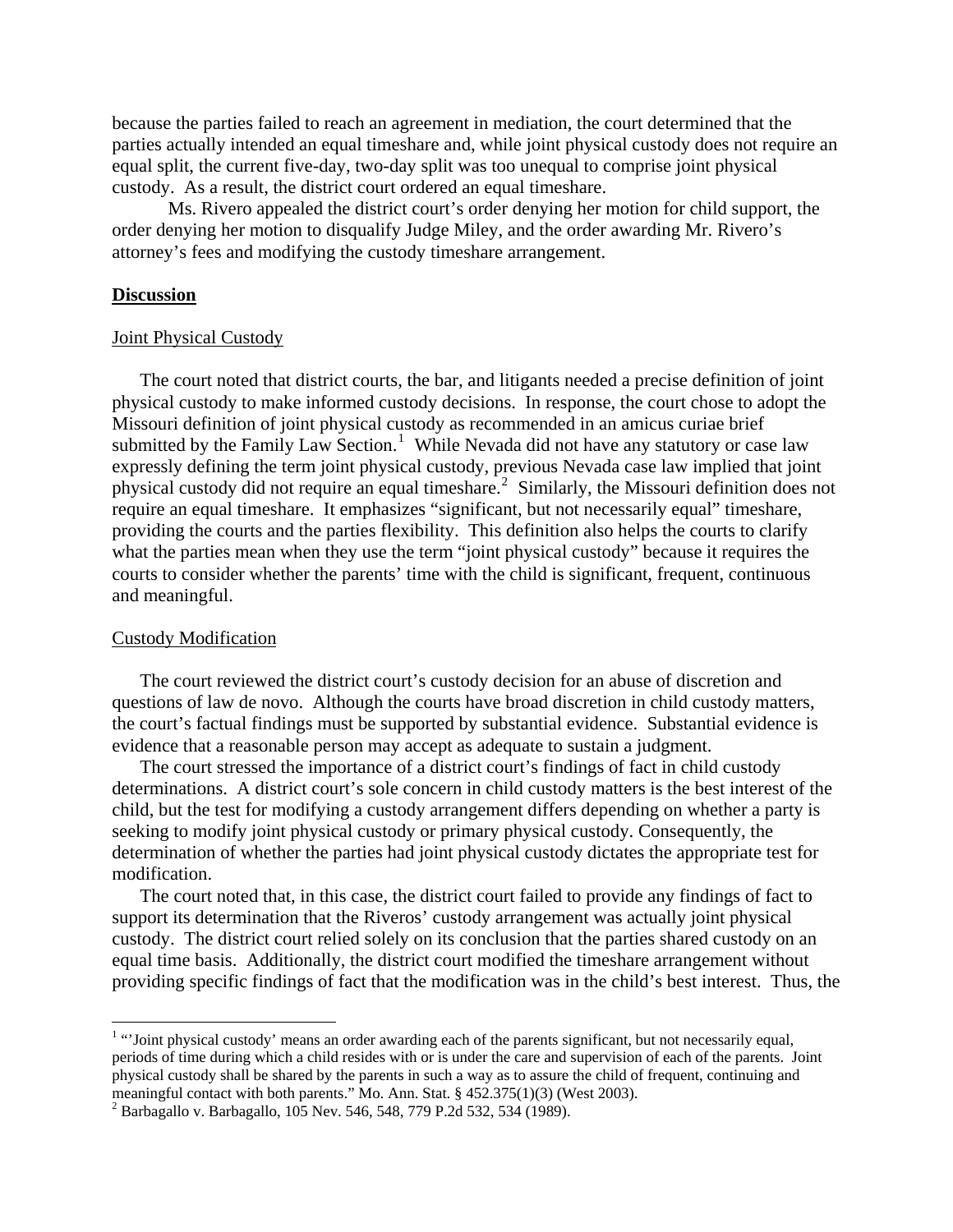because the parties failed to reach an agreement in mediation, the court determined that the parties actually intended an equal timeshare and, while joint physical custody does not require an equal split, the current five-day, two-day split was too unequal to comprise joint physical custody. As a result, the district court ordered an equal timeshare.

Ms. Rivero appealed the district court's order denying her motion for child support, the order denying her motion to disqualify Judge Miley, and the order awarding Mr. Rivero's attorney's fees and modifying the custody timeshare arrangement.

## **Discussion**

### Joint Physical Custody

The court noted that district courts, the bar, and litigants needed a precise definition of joint physical custody to make informed custody decisions. In response, the court chose to adopt the Missouri definition of joint physical custody as recommended in an amicus curiae brief submitted by the Family Law Section.[1] While Nevada did not have any statutory or case law expressly defining the term joint physical custody, previous Nevada case law implied that joint physical custody did not require an equal timeshare.[2] Similarly, the Missouri definition does not require an equal timeshare. It emphasizes "significant, but not necessarily equal" timeshare, providing the courts and the parties flexibility. This definition also helps the courts to clarify what the parties mean when they use the term "joint physical custody" because it requires the courts to consider whether the parents' time with the child is significant, frequent, continuous and meaningful.

### Custody Modification

The court reviewed the district court's custody decision for an abuse of discretion and questions of law de novo. Although the courts have broad discretion in child custody matters, the court's factual findings must be supported by substantial evidence. Substantial evidence is evidence that a reasonable person may accept as adequate to sustain a judgment.

The court stressed the importance of a district court's findings of fact in child custody determinations. A district court's sole concern in child custody matters is the best interest of the child, but the test for modifying a custody arrangement differs depending on whether a party is seeking to modify joint physical custody or primary physical custody. Consequently, the determination of whether the parties had joint physical custody dictates the appropriate test for modification.

The court noted that, in this case, the district court failed to provide any findings of fact to support its determination that the Riveros' custody arrangement was actually joint physical custody. The district court relied solely on its conclusion that the parties shared custody on an equal time basis. Additionally, the district court modified the timeshare arrangement without providing specific findings of fact that the modification was in the child's best interest. Thus, the

---

[1] "'Joint physical custody' means an order awarding each of the parents significant, but not necessarily equal, periods of time during which a child resides with or is under the care and supervision of each of the parents. Joint physical custody shall be shared by the parents in such a way as to assure the child of frequent, continuing and meaningful contact with both parents." Mo. Ann. Stat. § 452.375(1)(3) (West 2003).

[2] Barbagallo v. Barbagallo, 105 Nev. 546, 548, 779 P.2d 532, 534 (1989).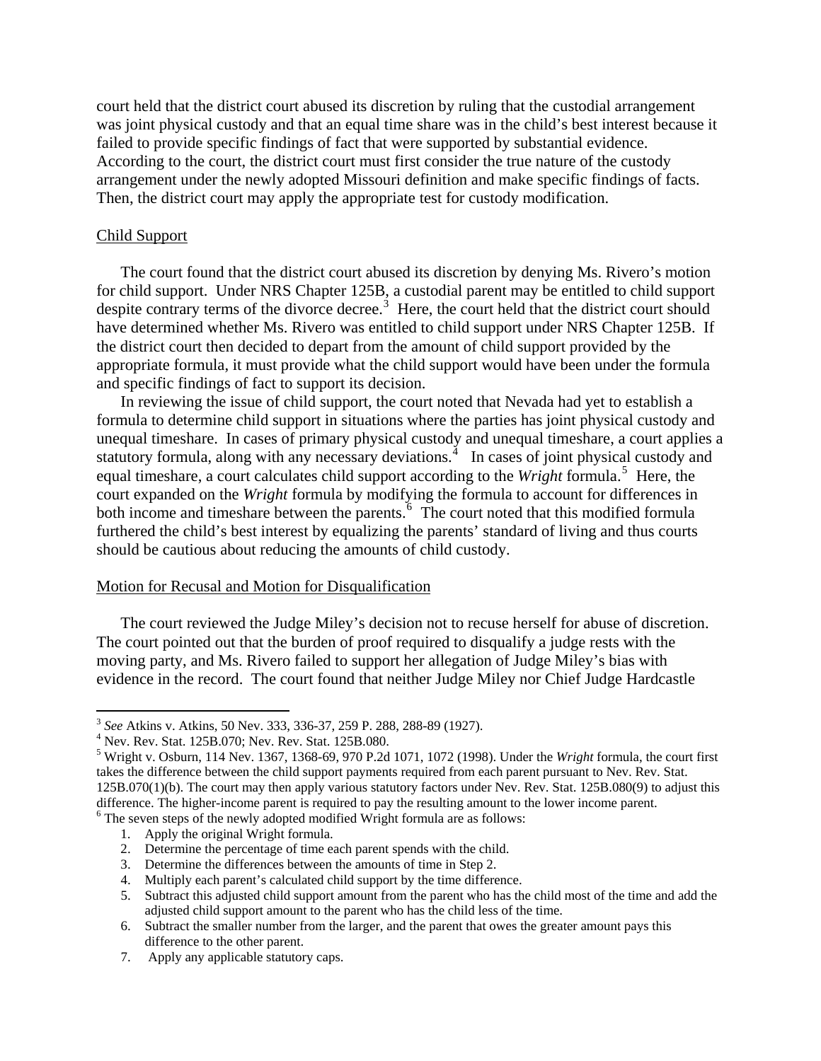court held that the district court abused its discretion by ruling that the custodial arrangement was joint physical custody and that an equal time share was in the child's best interest because it failed to provide specific findings of fact that were supported by substantial evidence. According to the court, the district court must first consider the true nature of the custody arrangement under the newly adopted Missouri definition and make specific findings of facts. Then, the district court may apply the appropriate test for custody modification.

Child Support

The court found that the district court abused its discretion by denying Ms. Rivero's motion for child support. Under NRS Chapter 125B, a custodial parent may be entitled to child support despite contrary terms of the divorce decree.[3] Here, the court held that the district court should have determined whether Ms. Rivero was entitled to child support under NRS Chapter 125B. If the district court then decided to depart from the amount of child support provided by the appropriate formula, it must provide what the child support would have been under the formula and specific findings of fact to support its decision.

In reviewing the issue of child support, the court noted that Nevada had yet to establish a formula to determine child support in situations where the parties has joint physical custody and unequal timeshare. In cases of primary physical custody and unequal timeshare, a court applies a statutory formula, along with any necessary deviations.[4] In cases of joint physical custody and equal timeshare, a court calculates child support according to the *Wright* formula.[5] Here, the court expanded on the *Wright* formula by modifying the formula to account for differences in both income and timeshare between the parents.[6] The court noted that this modified formula furthered the child's best interest by equalizing the parents' standard of living and thus courts should be cautious about reducing the amounts of child custody.

Motion for Recusal and Motion for Disqualification

The court reviewed the Judge Miley's decision not to recuse herself for abuse of discretion. The court pointed out that the burden of proof required to disqualify a judge rests with the moving party, and Ms. Rivero failed to support her allegation of Judge Miley's bias with evidence in the record. The court found that neither Judge Miley nor Chief Judge Hardcastle

---

[3] *See* Atkins v. Atkins, 50 Nev. 333, 336-37, 259 P. 288, 288-89 (1927).

[4] Nev. Rev. Stat. 125B.070; Nev. Rev. Stat. 125B.080.

[5] Wright v. Osburn, 114 Nev. 1367, 1368-69, 970 P.2d 1071, 1072 (1998). Under the *Wright* formula, the court first takes the difference between the child support payments required from each parent pursuant to Nev. Rev. Stat. 125B.070(1)(b). The court may then apply various statutory factors under Nev. Rev. Stat. 125B.080(9) to adjust this difference. The higher-income parent is required to pay the resulting amount to the lower income parent.

[6] The seven steps of the newly adopted modified Wright formula are as follows:

1. Apply the original Wright formula.
2. Determine the percentage of time each parent spends with the child.
3. Determine the differences between the amounts of time in Step 2.
4. Multiply each parent's calculated child support by the time difference.
5. Subtract this adjusted child support amount from the parent who has the child most of the time and add the adjusted child support amount to the parent who has the child less of the time.
6. Subtract the smaller number from the larger, and the parent that owes the greater amount pays this difference to the other parent.
7. Apply any applicable statutory caps.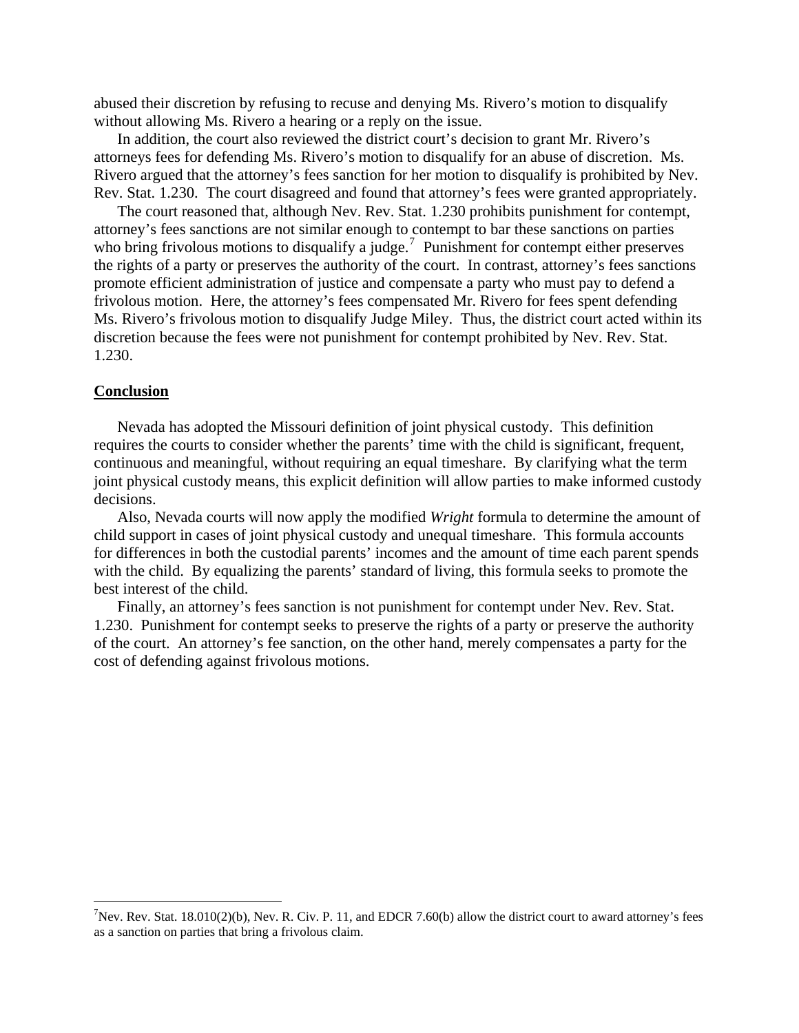abused their discretion by refusing to recuse and denying Ms. Rivero's motion to disqualify without allowing Ms. Rivero a hearing or a reply on the issue.

In addition, the court also reviewed the district court's decision to grant Mr. Rivero's attorneys fees for defending Ms. Rivero's motion to disqualify for an abuse of discretion. Ms. Rivero argued that the attorney's fees sanction for her motion to disqualify is prohibited by Nev. Rev. Stat. 1.230. The court disagreed and found that attorney's fees were granted appropriately.

The court reasoned that, although Nev. Rev. Stat. 1.230 prohibits punishment for contempt, attorney's fees sanctions are not similar enough to contempt to bar these sanctions on parties who bring frivolous motions to disqualify a judge.[7] Punishment for contempt either preserves the rights of a party or preserves the authority of the court. In contrast, attorney's fees sanctions promote efficient administration of justice and compensate a party who must pay to defend a frivolous motion. Here, the attorney's fees compensated Mr. Rivero for fees spent defending Ms. Rivero's frivolous motion to disqualify Judge Miley. Thus, the district court acted within its discretion because the fees were not punishment for contempt prohibited by Nev. Rev. Stat. 1.230.

## Conclusion

Nevada has adopted the Missouri definition of joint physical custody. This definition requires the courts to consider whether the parents' time with the child is significant, frequent, continuous and meaningful, without requiring an equal timeshare. By clarifying what the term joint physical custody means, this explicit definition will allow parties to make informed custody decisions.

Also, Nevada courts will now apply the modified *Wright* formula to determine the amount of child support in cases of joint physical custody and unequal timeshare. This formula accounts for differences in both the custodial parents' incomes and the amount of time each parent spends with the child. By equalizing the parents' standard of living, this formula seeks to promote the best interest of the child.

Finally, an attorney's fees sanction is not punishment for contempt under Nev. Rev. Stat. 1.230. Punishment for contempt seeks to preserve the rights of a party or preserve the authority of the court. An attorney's fee sanction, on the other hand, merely compensates a party for the cost of defending against frivolous motions.

---

[7] Nev. Rev. Stat. 18.010(2)(b), Nev. R. Civ. P. 11, and EDCR 7.60(b) allow the district court to award attorney's fees as a sanction on parties that bring a frivolous claim.